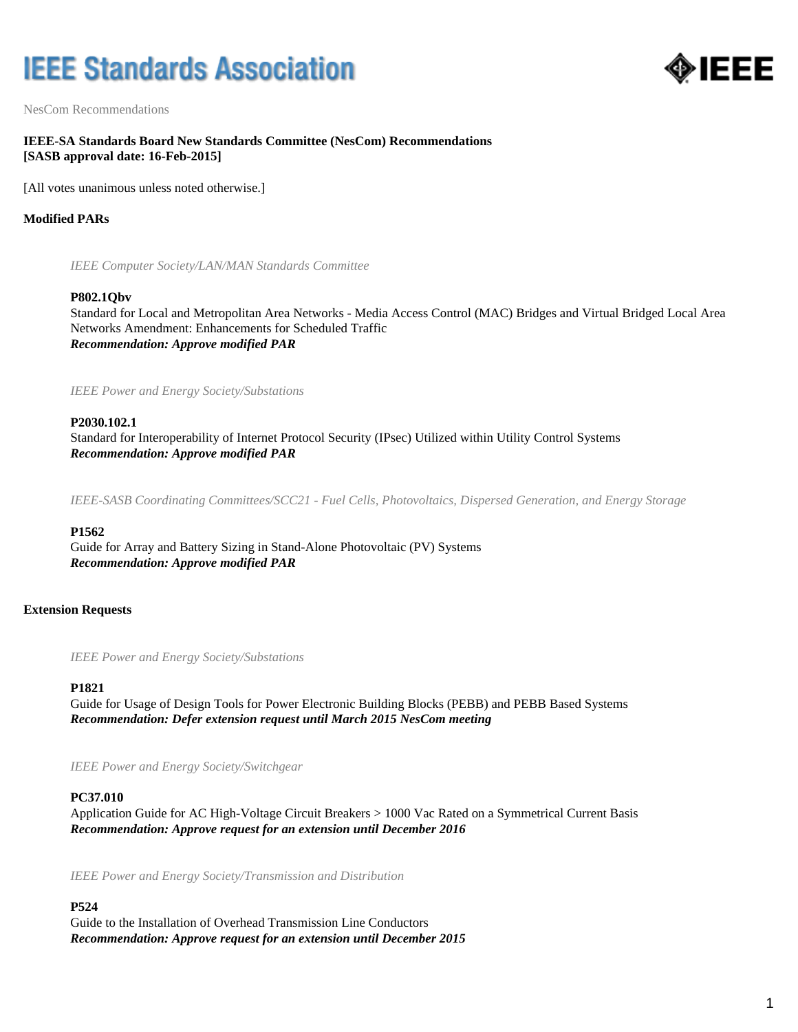# IEEE Standards Association

NesCom Recommendations

**IEEE-SA Standards Board New Standards Committee (NesCom) Recommendations**
**[SASB approval date: 16-Feb-2015]**

[All votes unanimous unless noted otherwise.]

## Modified PARs

*IEEE Computer Society/LAN/MAN Standards Committee*

**P802.1Qbv**
Standard for Local and Metropolitan Area Networks - Media Access Control (MAC) Bridges and Virtual Bridged Local Area Networks Amendment: Enhancements for Scheduled Traffic
***Recommendation: Approve modified PAR***

*IEEE Power and Energy Society/Substations*

**P2030.102.1**
Standard for Interoperability of Internet Protocol Security (IPsec) Utilized within Utility Control Systems
***Recommendation: Approve modified PAR***

*IEEE-SASB Coordinating Committees/SCC21 - Fuel Cells, Photovoltaics, Dispersed Generation, and Energy Storage*

**P1562**
Guide for Array and Battery Sizing in Stand-Alone Photovoltaic (PV) Systems
***Recommendation: Approve modified PAR***

## Extension Requests

*IEEE Power and Energy Society/Substations*

**P1821**
Guide for Usage of Design Tools for Power Electronic Building Blocks (PEBB) and PEBB Based Systems
***Recommendation: Defer extension request until March 2015 NesCom meeting***

*IEEE Power and Energy Society/Switchgear*

**PC37.010**
Application Guide for AC High-Voltage Circuit Breakers > 1000 Vac Rated on a Symmetrical Current Basis
***Recommendation: Approve request for an extension until December 2016***

*IEEE Power and Energy Society/Transmission and Distribution*

**P524**
Guide to the Installation of Overhead Transmission Line Conductors
***Recommendation: Approve request for an extension until December 2015***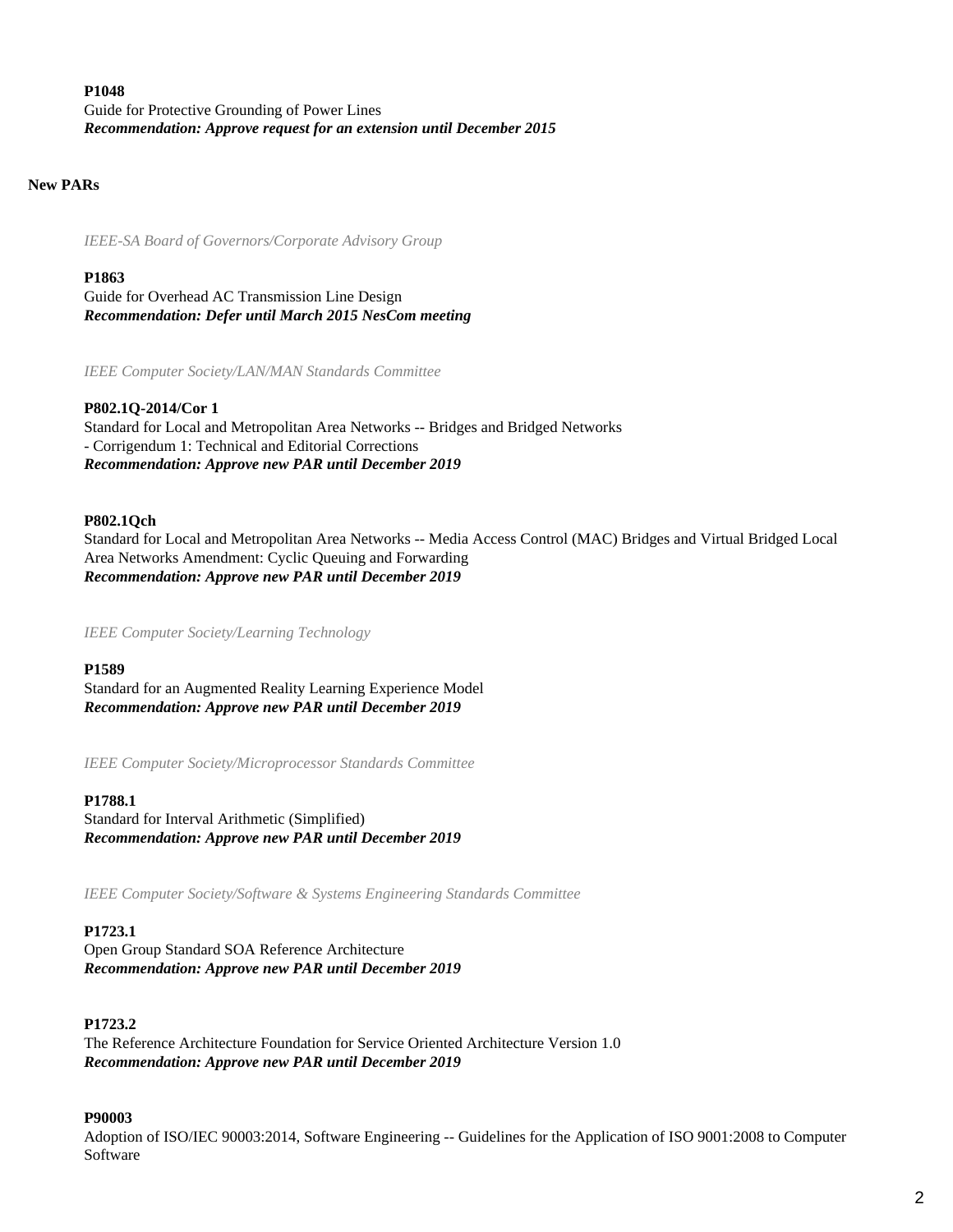**P1048**
Guide for Protective Grounding of Power Lines
***Recommendation: Approve request for an extension until December 2015***

## New PARs

*IEEE-SA Board of Governors/Corporate Advisory Group*

**P1863**
Guide for Overhead AC Transmission Line Design
***Recommendation: Defer until March 2015 NesCom meeting***

*IEEE Computer Society/LAN/MAN Standards Committee*

**P802.1Q-2014/Cor 1**
Standard for Local and Metropolitan Area Networks -- Bridges and Bridged Networks
- Corrigendum 1: Technical and Editorial Corrections
***Recommendation: Approve new PAR until December 2019***

**P802.1Qch**
Standard for Local and Metropolitan Area Networks -- Media Access Control (MAC) Bridges and Virtual Bridged Local Area Networks Amendment: Cyclic Queuing and Forwarding
***Recommendation: Approve new PAR until December 2019***

*IEEE Computer Society/Learning Technology*

**P1589**
Standard for an Augmented Reality Learning Experience Model
***Recommendation: Approve new PAR until December 2019***

*IEEE Computer Society/Microprocessor Standards Committee*

**P1788.1**
Standard for Interval Arithmetic (Simplified)
***Recommendation: Approve new PAR until December 2019***

*IEEE Computer Society/Software & Systems Engineering Standards Committee*

**P1723.1**
Open Group Standard SOA Reference Architecture
***Recommendation: Approve new PAR until December 2019***

**P1723.2**
The Reference Architecture Foundation for Service Oriented Architecture Version 1.0
***Recommendation: Approve new PAR until December 2019***

**P90003**
Adoption of ISO/IEC 90003:2014, Software Engineering -- Guidelines for the Application of ISO 9001:2008 to Computer Software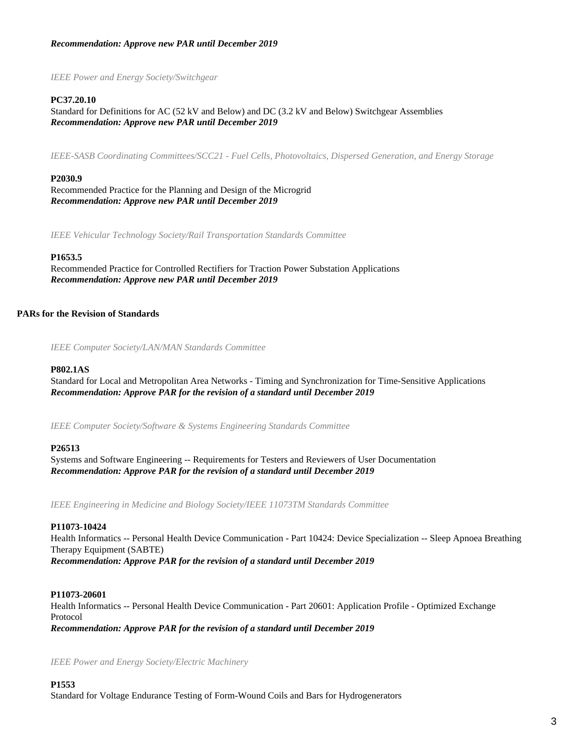***Recommendation: Approve new PAR until December 2019***

*IEEE Power and Energy Society/Switchgear*

**PC37.20.10**
Standard for Definitions for AC (52 kV and Below) and DC (3.2 kV and Below) Switchgear Assemblies
***Recommendation: Approve new PAR until December 2019***

*IEEE-SASB Coordinating Committees/SCC21 - Fuel Cells, Photovoltaics, Dispersed Generation, and Energy Storage*

**P2030.9**
Recommended Practice for the Planning and Design of the Microgrid
***Recommendation: Approve new PAR until December 2019***

*IEEE Vehicular Technology Society/Rail Transportation Standards Committee*

**P1653.5**
Recommended Practice for Controlled Rectifiers for Traction Power Substation Applications
***Recommendation: Approve new PAR until December 2019***

**PARs for the Revision of Standards**

*IEEE Computer Society/LAN/MAN Standards Committee*

**P802.1AS**
Standard for Local and Metropolitan Area Networks - Timing and Synchronization for Time-Sensitive Applications
***Recommendation: Approve PAR for the revision of a standard until December 2019***

*IEEE Computer Society/Software & Systems Engineering Standards Committee*

**P26513**
Systems and Software Engineering -- Requirements for Testers and Reviewers of User Documentation
***Recommendation: Approve PAR for the revision of a standard until December 2019***

*IEEE Engineering in Medicine and Biology Society/IEEE 11073TM Standards Committee*

**P11073-10424**
Health Informatics -- Personal Health Device Communication - Part 10424: Device Specialization -- Sleep Apnoea Breathing Therapy Equipment (SABTE)
***Recommendation: Approve PAR for the revision of a standard until December 2019***

**P11073-20601**
Health Informatics -- Personal Health Device Communication - Part 20601: Application Profile - Optimized Exchange Protocol
***Recommendation: Approve PAR for the revision of a standard until December 2019***

*IEEE Power and Energy Society/Electric Machinery*

**P1553**
Standard for Voltage Endurance Testing of Form-Wound Coils and Bars for Hydrogenerators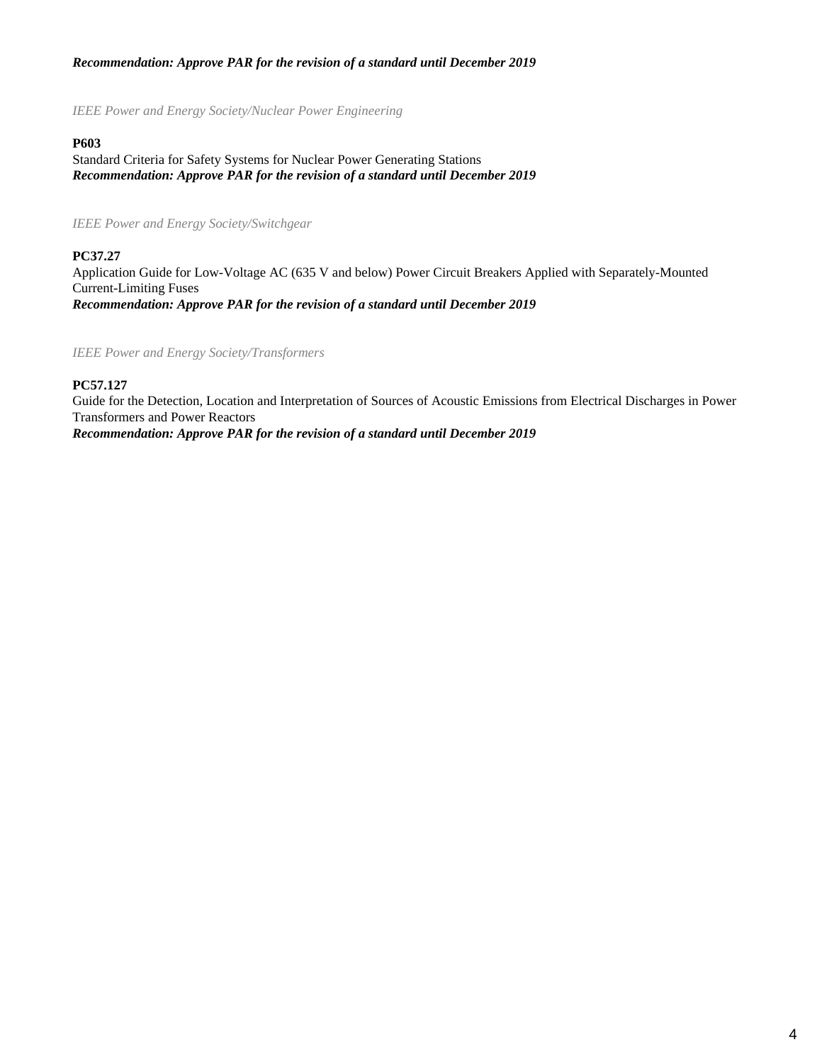***Recommendation: Approve PAR for the revision of a standard until December 2019***

*IEEE Power and Energy Society/Nuclear Power Engineering*

**P603**

Standard Criteria for Safety Systems for Nuclear Power Generating Stations
***Recommendation: Approve PAR for the revision of a standard until December 2019***

*IEEE Power and Energy Society/Switchgear*

**PC37.27**

Application Guide for Low-Voltage AC (635 V and below) Power Circuit Breakers Applied with Separately-Mounted Current-Limiting Fuses
***Recommendation: Approve PAR for the revision of a standard until December 2019***

*IEEE Power and Energy Society/Transformers*

**PC57.127**

Guide for the Detection, Location and Interpretation of Sources of Acoustic Emissions from Electrical Discharges in Power Transformers and Power Reactors
***Recommendation: Approve PAR for the revision of a standard until December 2019***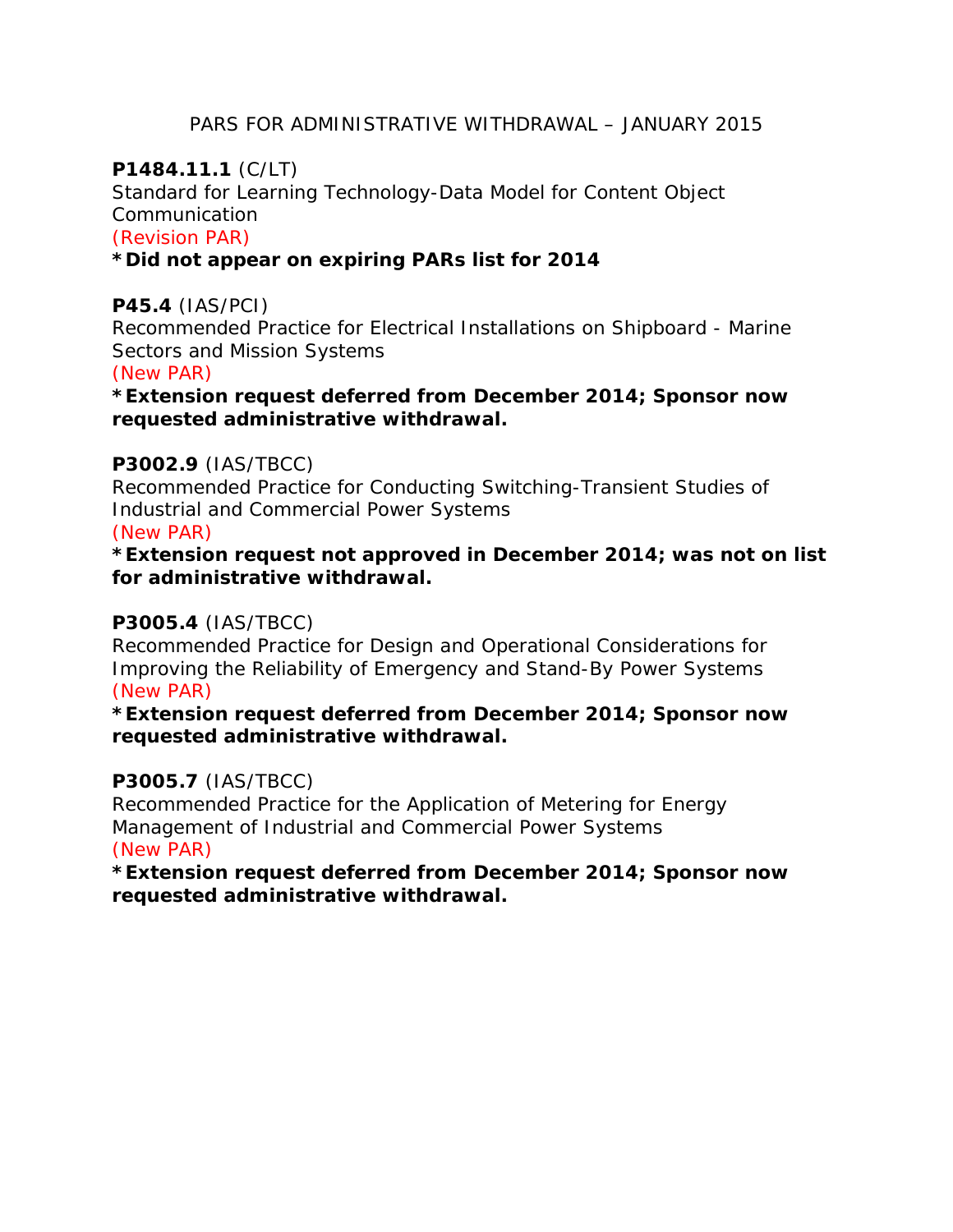PARS FOR ADMINISTRATIVE WITHDRAWAL – JANUARY 2015

**P1484.11.1** (C/LT)
Standard for Learning Technology-Data Model for Content Object Communication
(Revision PAR)
**\*Did not appear on expiring PARs list for 2014**

**P45.4** (IAS/PCI)
Recommended Practice for Electrical Installations on Shipboard - Marine Sectors and Mission Systems
(New PAR)
**\*Extension request deferred from December 2014; Sponsor now requested administrative withdrawal.**

**P3002.9** (IAS/TBCC)
Recommended Practice for Conducting Switching-Transient Studies of Industrial and Commercial Power Systems
(New PAR)
**\*Extension request not approved in December 2014; was not on list for administrative withdrawal.**

**P3005.4** (IAS/TBCC)
Recommended Practice for Design and Operational Considerations for Improving the Reliability of Emergency and Stand-By Power Systems
(New PAR)
**\*Extension request deferred from December 2014; Sponsor now requested administrative withdrawal.**

**P3005.7** (IAS/TBCC)
Recommended Practice for the Application of Metering for Energy Management of Industrial and Commercial Power Systems
(New PAR)
**\*Extension request deferred from December 2014; Sponsor now requested administrative withdrawal.**